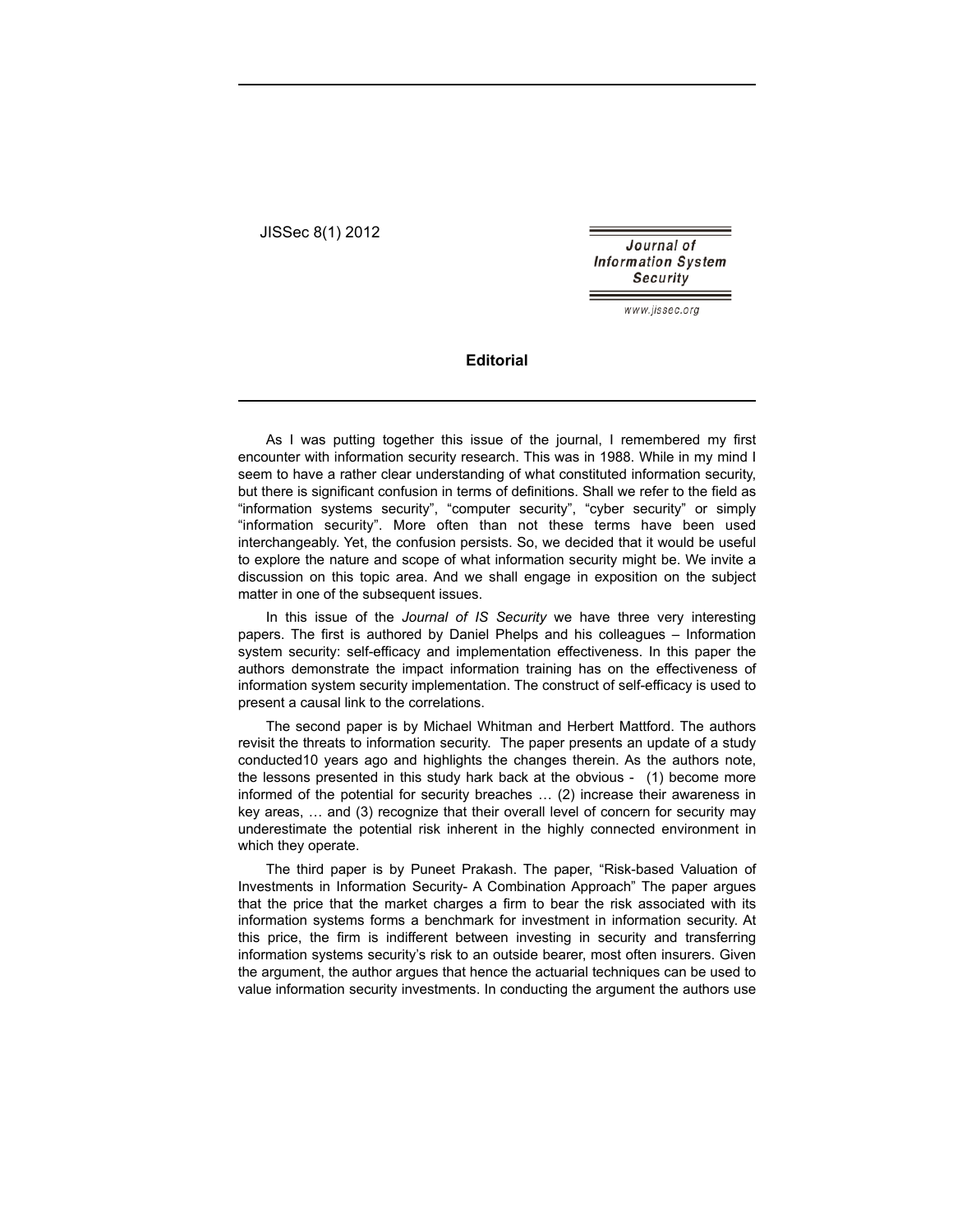# Editorial

As I was putting together this issue of the journal, I remembered my first encounter with information security research. This was in 1988. While in my mind I seem to have a rather clear understanding of what constituted information security, but there is significant confusion in terms of definitions. Shall we refer to the field as "information systems security", "computer security", "cyber security" or simply "information security". More often than not these terms have been used interchangeably. Yet, the confusion persists. So, we decided that it would be useful to explore the nature and scope of what information security might be. We invite a discussion on this topic area. And we shall engage in exposition on the subject matter in one of the subsequent issues.

In this issue of the *Journal of IS Security* we have three very interesting papers. The first is authored by Daniel Phelps and his colleagues – Information system security: self-efficacy and implementation effectiveness. In this paper the authors demonstrate the impact information training has on the effectiveness of information system security implementation. The construct of self-efficacy is used to present a causal link to the correlations.

The second paper is by Michael Whitman and Herbert Mattford. The authors revisit the threats to information security. The paper presents an update of a study conducted10 years ago and highlights the changes therein. As the authors note, the lessons presented in this study hark back at the obvious - (1) become more informed of the potential for security breaches … (2) increase their awareness in key areas, … and (3) recognize that their overall level of concern for security may underestimate the potential risk inherent in the highly connected environment in which they operate.

The third paper is by Puneet Prakash. The paper, "Risk-based Valuation of Investments in Information Security- A Combination Approach" The paper argues that the price that the market charges a firm to bear the risk associated with its information systems forms a benchmark for investment in information security. At this price, the firm is indifferent between investing in security and transferring information systems security's risk to an outside bearer, most often insurers. Given the argument, the author argues that hence the actuarial techniques can be used to value information security investments. In conducting the argument the authors use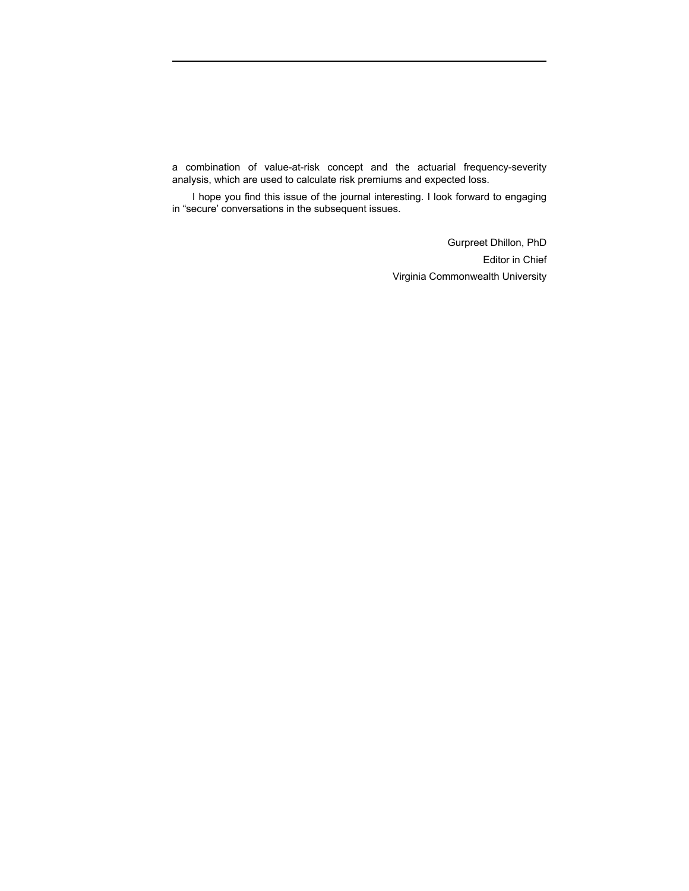a combination of value-at-risk concept and the actuarial frequency-severity analysis, which are used to calculate risk premiums and expected loss.

I hope you find this issue of the journal interesting. I look forward to engaging in “secure’ conversations in the subsequent issues.

Gurpreet Dhillon, PhD  
Editor in Chief  
Virginia Commonwealth University